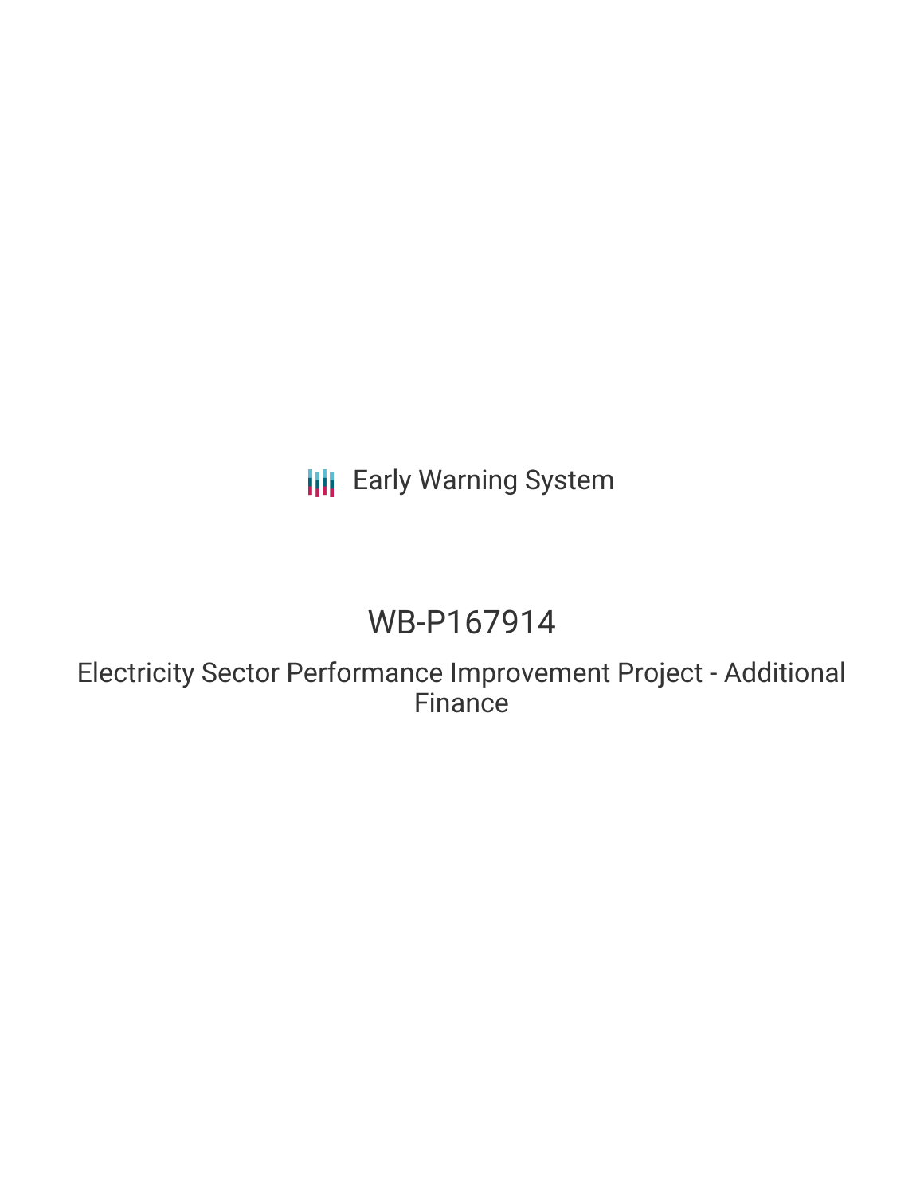Early Warning System

# WB-P167914

## Electricity Sector Performance Improvement Project - Additional Finance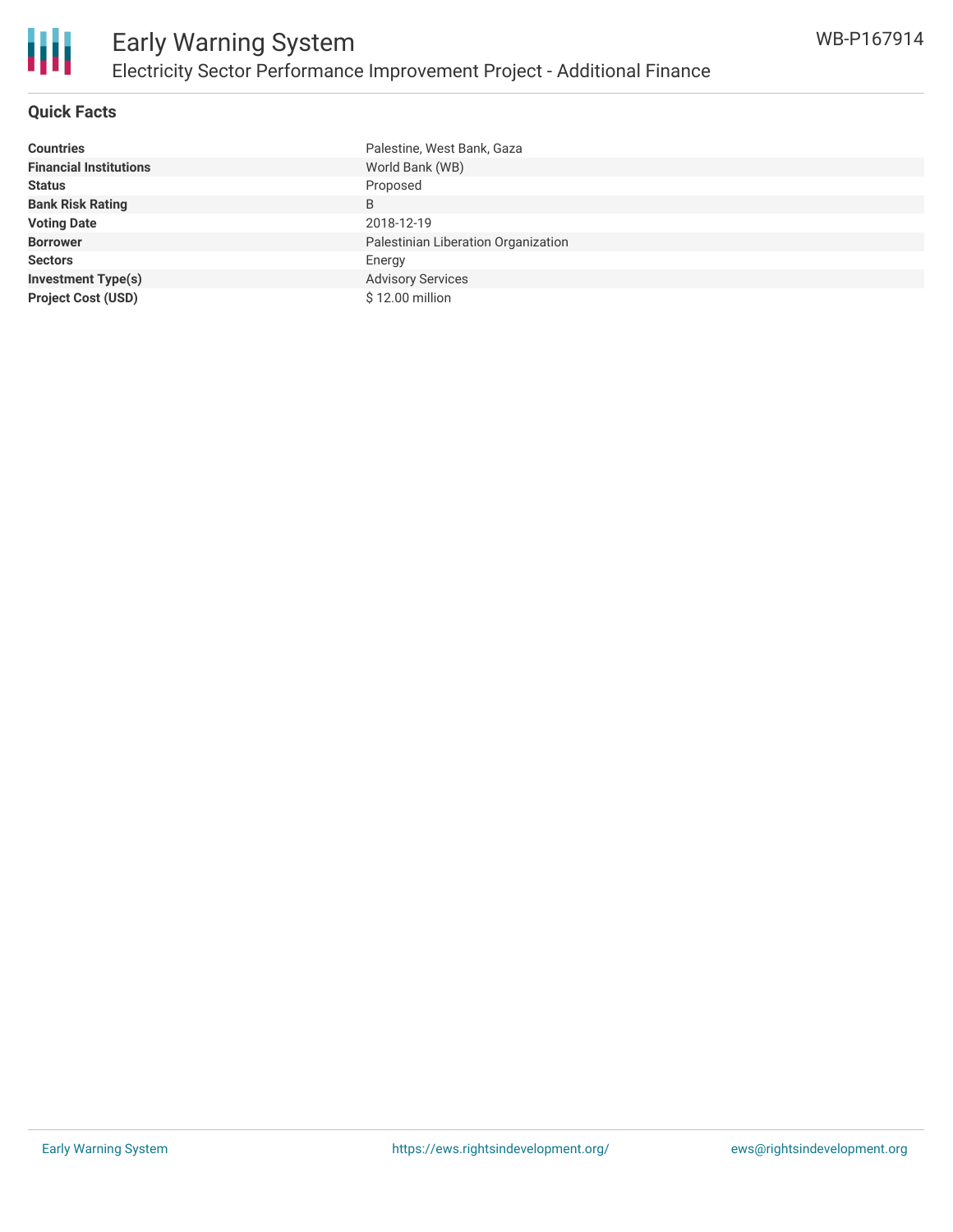## Quick Facts

| | |
|---|---|
| **Countries** | Palestine, West Bank, Gaza |
| **Financial Institutions** | World Bank (WB) |
| **Status** | Proposed |
| **Bank Risk Rating** | B |
| **Voting Date** | 2018-12-19 |
| **Borrower** | Palestinian Liberation Organization |
| **Sectors** | Energy |
| **Investment Type(s)** | Advisory Services |
| **Project Cost (USD)** | $ 12.00 million |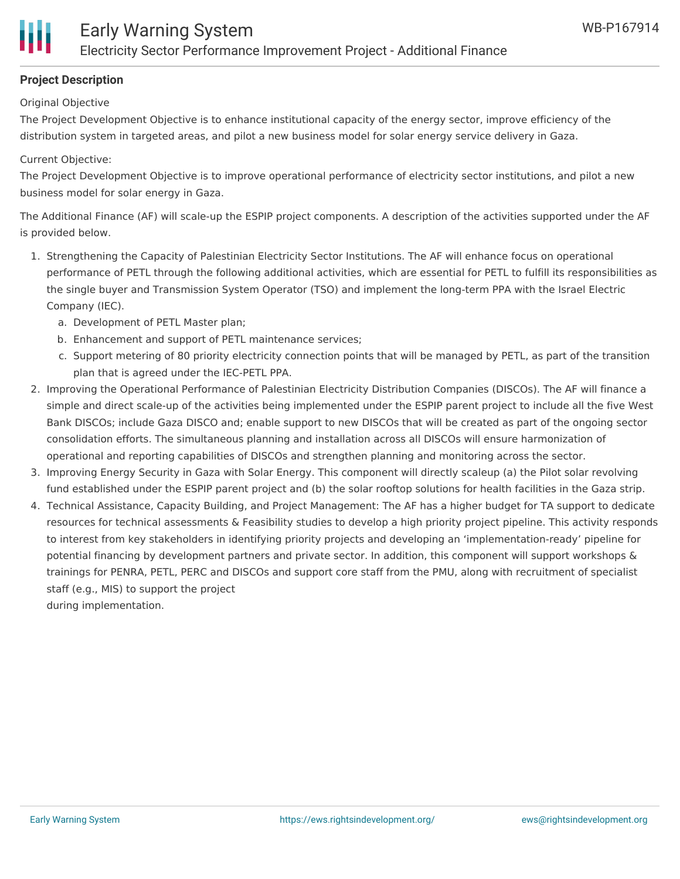## Project Description

Original Objective

The Project Development Objective is to enhance institutional capacity of the energy sector, improve efficiency of the distribution system in targeted areas, and pilot a new business model for solar energy service delivery in Gaza.

Current Objective:

The Project Development Objective is to improve operational performance of electricity sector institutions, and pilot a new business model for solar energy in Gaza.

The Additional Finance (AF) will scale-up the ESPIP project components. A description of the activities supported under the AF is provided below.

1. Strengthening the Capacity of Palestinian Electricity Sector Institutions. The AF will enhance focus on operational performance of PETL through the following additional activities, which are essential for PETL to fulfill its responsibilities as the single buyer and Transmission System Operator (TSO) and implement the long-term PPA with the Israel Electric Company (IEC).
   a. Development of PETL Master plan;
   b. Enhancement and support of PETL maintenance services;
   c. Support metering of 80 priority electricity connection points that will be managed by PETL, as part of the transition plan that is agreed under the IEC-PETL PPA.
2. Improving the Operational Performance of Palestinian Electricity Distribution Companies (DISCOs). The AF will finance a simple and direct scale-up of the activities being implemented under the ESPIP parent project to include all the five West Bank DISCOs; include Gaza DISCO and; enable support to new DISCOs that will be created as part of the ongoing sector consolidation efforts. The simultaneous planning and installation across all DISCOs will ensure harmonization of operational and reporting capabilities of DISCOs and strengthen planning and monitoring across the sector.
3. Improving Energy Security in Gaza with Solar Energy. This component will directly scaleup (a) the Pilot solar revolving fund established under the ESPIP parent project and (b) the solar rooftop solutions for health facilities in the Gaza strip.
4. Technical Assistance, Capacity Building, and Project Management: The AF has a higher budget for TA support to dedicate resources for technical assessments & Feasibility studies to develop a high priority project pipeline. This activity responds to interest from key stakeholders in identifying priority projects and developing an 'implementation-ready' pipeline for potential financing by development partners and private sector. In addition, this component will support workshops & trainings for PENRA, PETL, PERC and DISCOs and support core staff from the PMU, along with recruitment of specialist staff (e.g., MIS) to support the project during implementation.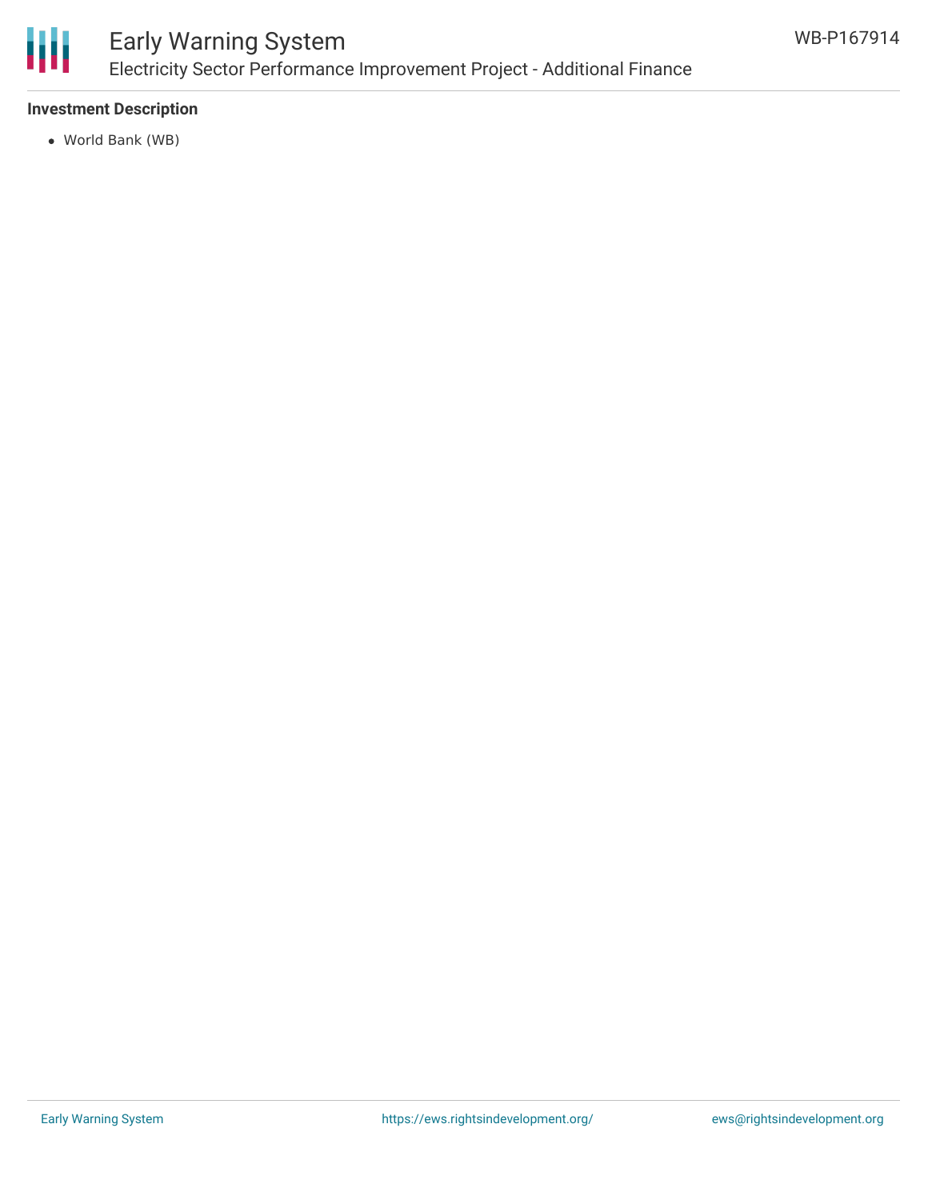**Investment Description**

- World Bank (WB)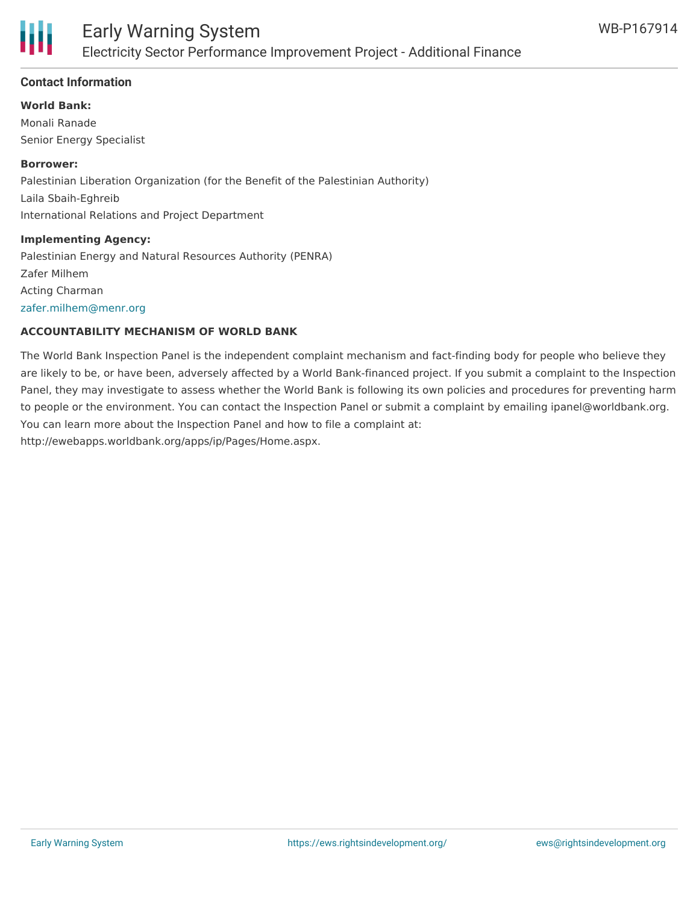## Contact Information

**World Bank:**

Monali Ranade
Senior Energy Specialist

**Borrower:**

Palestinian Liberation Organization (for the Benefit of the Palestinian Authority)
Laila Sbaih-Eghreib
International Relations and Project Department

**Implementing Agency:**

Palestinian Energy and Natural Resources Authority (PENRA)
Zafer Milhem
Acting Charman
zafer.milhem@menr.org

### ACCOUNTABILITY MECHANISM OF WORLD BANK

The World Bank Inspection Panel is the independent complaint mechanism and fact-finding body for people who believe they are likely to be, or have been, adversely affected by a World Bank-financed project. If you submit a complaint to the Inspection Panel, they may investigate to assess whether the World Bank is following its own policies and procedures for preventing harm to people or the environment. You can contact the Inspection Panel or submit a complaint by emailing ipanel@worldbank.org. You can learn more about the Inspection Panel and how to file a complaint at: http://ewebapps.worldbank.org/apps/ip/Pages/Home.aspx.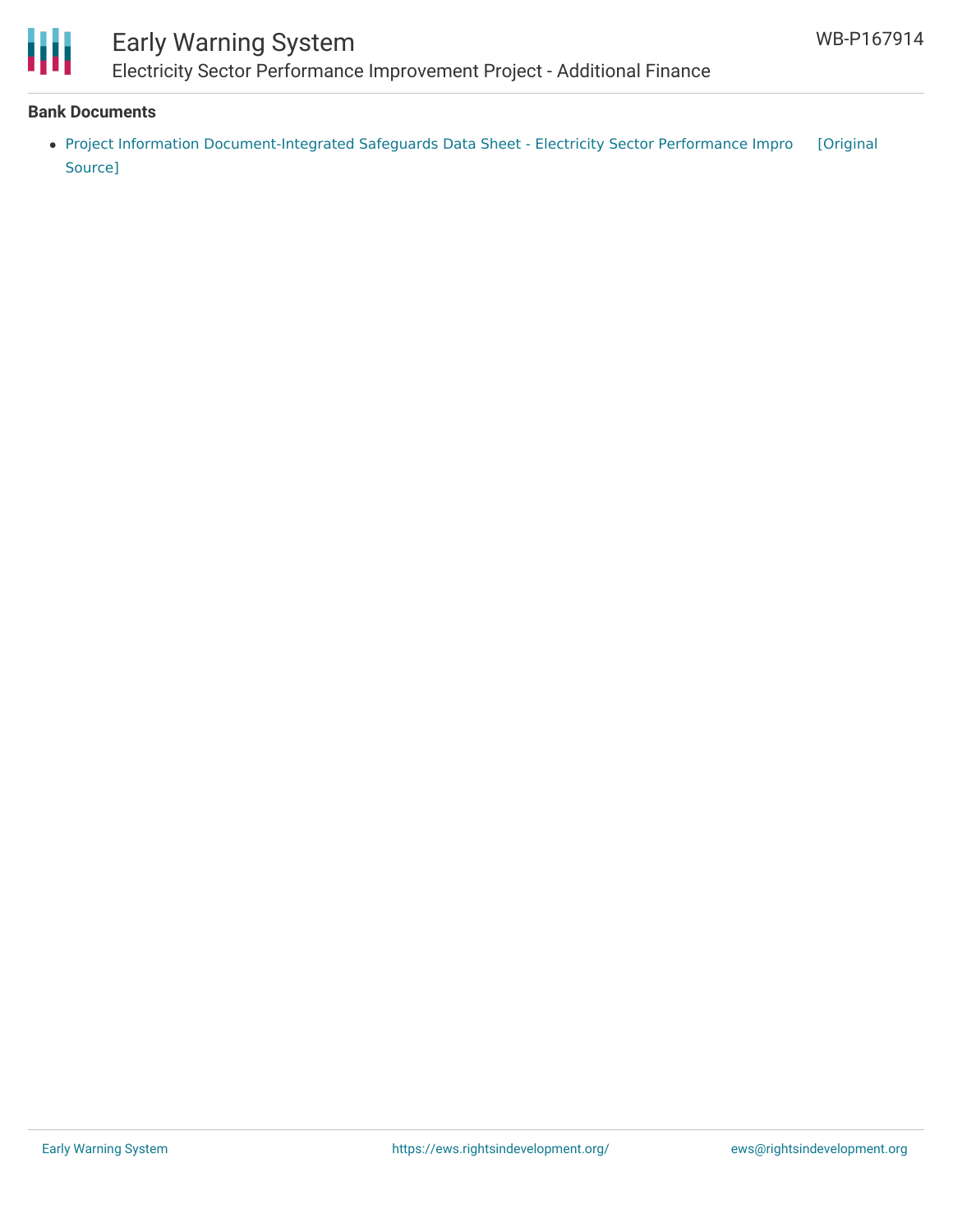**Bank Documents**

- Project Information Document-Integrated Safeguards Data Sheet - Electricity Sector Performance Impro [Original Source]